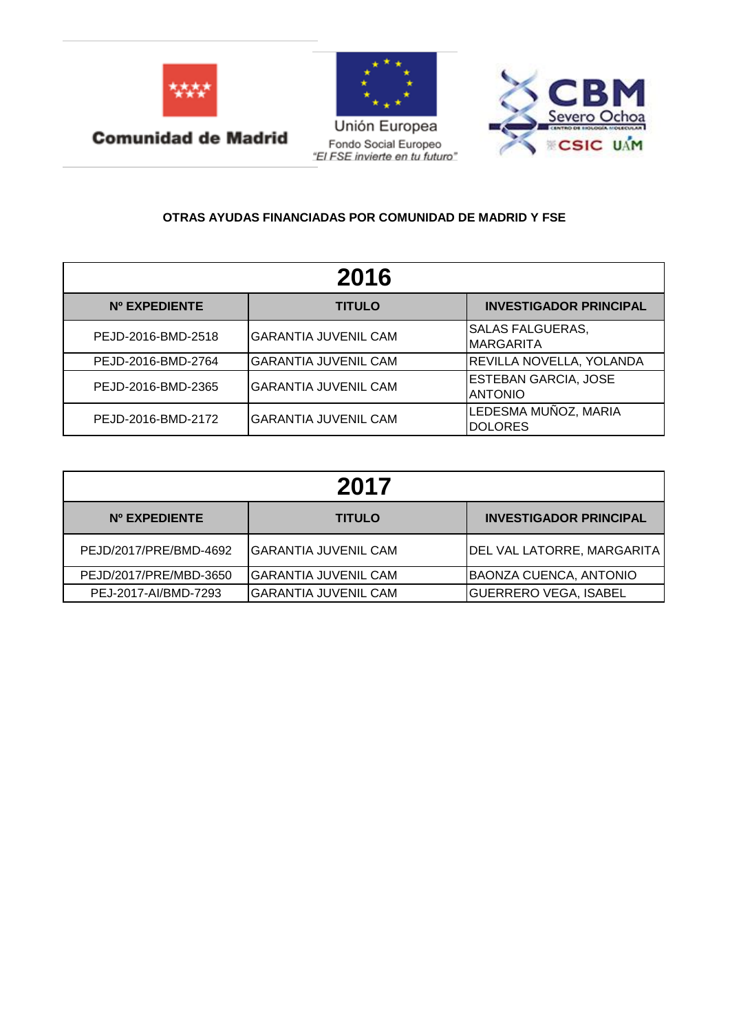Comunidad de Madrid

Unión Europea
Fondo Social Europeo
*"El FSE invierte en tu futuro"*

CBM Severo Ochoa
CSIC UAM

**OTRAS AYUDAS FINANCIADAS POR COMUNIDAD DE MADRID Y FSE**

## 2016

| Nº EXPEDIENTE | TITULO | INVESTIGADOR PRINCIPAL |
|---|---|---|
| PEJD-2016-BMD-2518 | GARANTIA JUVENIL CAM | SALAS FALGUERAS, MARGARITA |
| PEJD-2016-BMD-2764 | GARANTIA JUVENIL CAM | REVILLA NOVELLA, YOLANDA |
| PEJD-2016-BMD-2365 | GARANTIA JUVENIL CAM | ESTEBAN GARCIA, JOSE ANTONIO |
| PEJD-2016-BMD-2172 | GARANTIA JUVENIL CAM | LEDESMA MUÑOZ, MARIA DOLORES |

## 2017

| Nº EXPEDIENTE | TITULO | INVESTIGADOR PRINCIPAL |
|---|---|---|
| PEJD/2017/PRE/BMD-4692 | GARANTIA JUVENIL CAM | DEL VAL LATORRE, MARGARITA |
| PEJD/2017/PRE/MBD-3650 | GARANTIA JUVENIL CAM | BAONZA CUENCA, ANTONIO |
| PEJ-2017-AI/BMD-7293 | GARANTIA JUVENIL CAM | GUERRERO VEGA, ISABEL |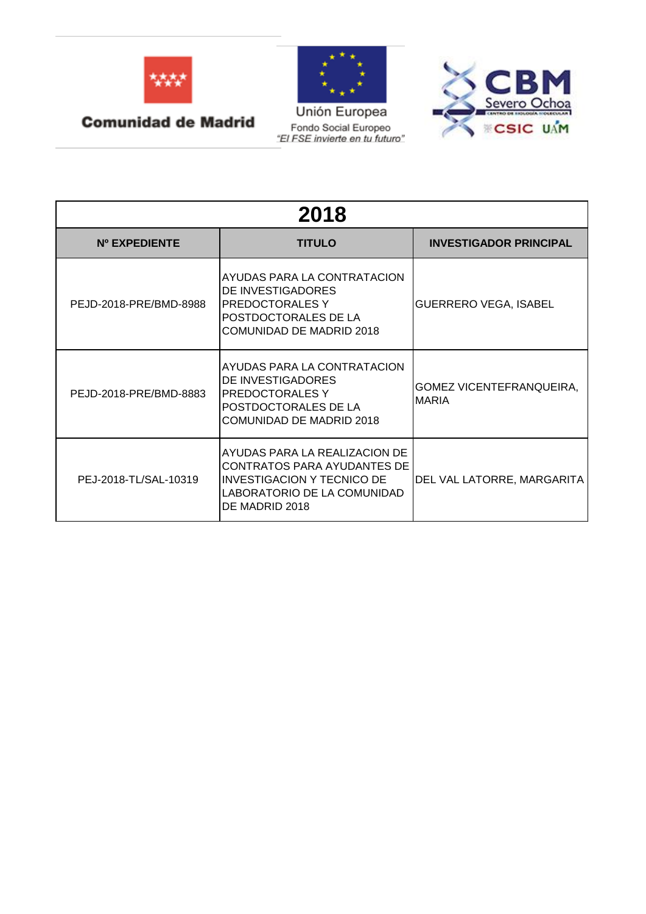Comunidad de Madrid

Unión Europea
Fondo Social Europeo
*"El FSE invierte en tu futuro"*

CBM Severo Ochoa
CSIC UAM

| 2018 | | |
|---|---|---|
| **Nº EXPEDIENTE** | **TITULO** | **INVESTIGADOR PRINCIPAL** |
| PEJD-2018-PRE/BMD-8988 | AYUDAS PARA LA CONTRATACION DE INVESTIGADORES PREDOCTORALES Y POSTDOCTORALES DE LA COMUNIDAD DE MADRID 2018 | GUERRERO VEGA, ISABEL |
| PEJD-2018-PRE/BMD-8883 | AYUDAS PARA LA CONTRATACION DE INVESTIGADORES PREDOCTORALES Y POSTDOCTORALES DE LA COMUNIDAD DE MADRID 2018 | GOMEZ VICENTEFRANQUEIRA, MARIA |
| PEJ-2018-TL/SAL-10319 | AYUDAS PARA LA REALIZACION DE CONTRATOS PARA AYUDANTES DE INVESTIGACION Y TECNICO DE LABORATORIO DE LA COMUNIDAD DE MADRID 2018 | DEL VAL LATORRE, MARGARITA |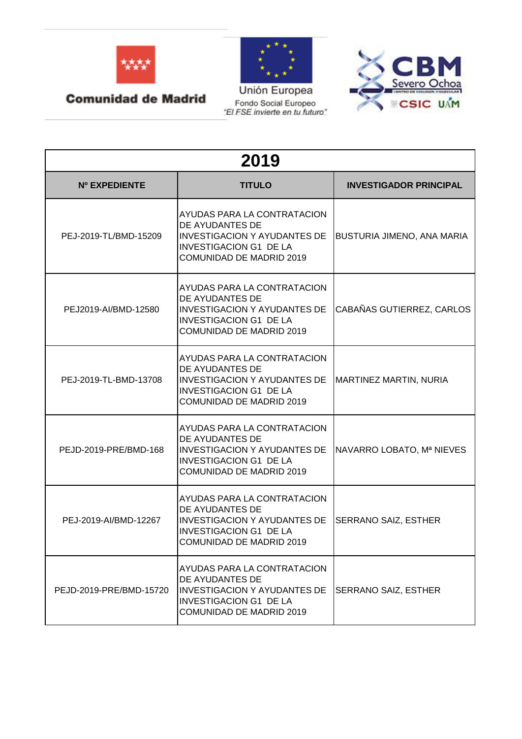Comunidad de Madrid

Unión Europea
Fondo Social Europeo
*"El FSE invierte en tu futuro"*

CBM Severo Ochoa
CSIC UAM

| 2019 | | |
|---|---|---|
| **Nº EXPEDIENTE** | **TITULO** | **INVESTIGADOR PRINCIPAL** |
| PEJ-2019-TL/BMD-15209 | AYUDAS PARA LA CONTRATACION DE AYUDANTES DE INVESTIGACION Y AYUDANTES DE INVESTIGACION G1 DE LA COMUNIDAD DE MADRID 2019 | BUSTURIA JIMENO, ANA MARIA |
| PEJ2019-AI/BMD-12580 | AYUDAS PARA LA CONTRATACION DE AYUDANTES DE INVESTIGACION Y AYUDANTES DE INVESTIGACION G1 DE LA COMUNIDAD DE MADRID 2019 | CABAÑAS GUTIERREZ, CARLOS |
| PEJ-2019-TL-BMD-13708 | AYUDAS PARA LA CONTRATACION DE AYUDANTES DE INVESTIGACION Y AYUDANTES DE INVESTIGACION G1 DE LA COMUNIDAD DE MADRID 2019 | MARTINEZ MARTIN, NURIA |
| PEJD-2019-PRE/BMD-168 | AYUDAS PARA LA CONTRATACION DE AYUDANTES DE INVESTIGACION Y AYUDANTES DE INVESTIGACION G1 DE LA COMUNIDAD DE MADRID 2019 | NAVARRO LOBATO, Mª NIEVES |
| PEJ-2019-AI/BMD-12267 | AYUDAS PARA LA CONTRATACION DE AYUDANTES DE INVESTIGACION Y AYUDANTES DE INVESTIGACION G1 DE LA COMUNIDAD DE MADRID 2019 | SERRANO SAIZ, ESTHER |
| PEJD-2019-PRE/BMD-15720 | AYUDAS PARA LA CONTRATACION DE AYUDANTES DE INVESTIGACION Y AYUDANTES DE INVESTIGACION G1 DE LA COMUNIDAD DE MADRID 2019 | SERRANO SAIZ, ESTHER |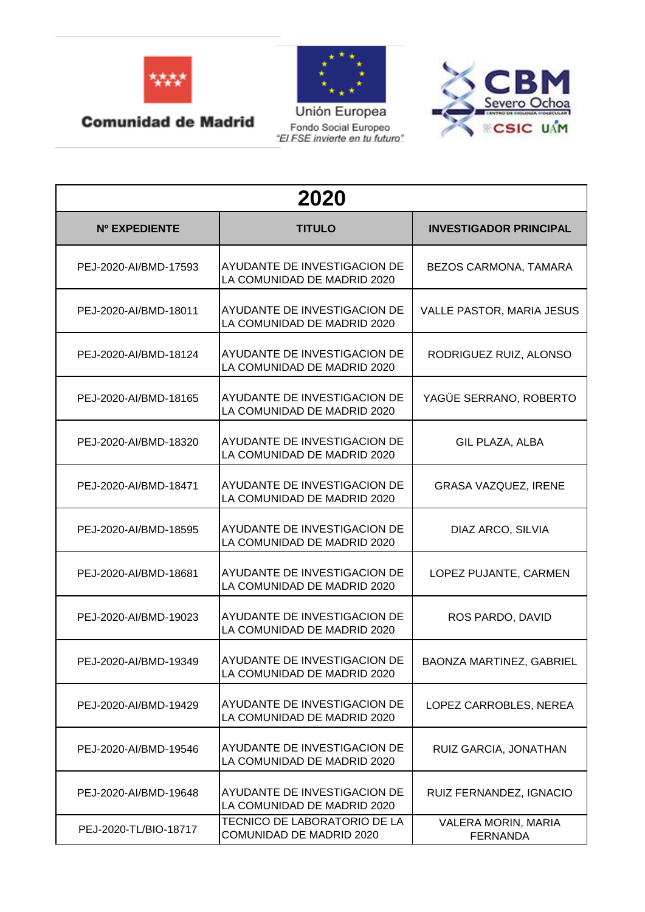Comunidad de Madrid

Unión Europea
Fondo Social Europeo
*"El FSE invierte en tu futuro"*

CBM Severo Ochoa
CENTRO DE BIOLOGÍA MOLECULAR
CSIC UAM

| 2020 | | |
|---|---|---|
| **Nº EXPEDIENTE** | **TITULO** | **INVESTIGADOR PRINCIPAL** |
| PEJ-2020-AI/BMD-17593 | AYUDANTE DE INVESTIGACION DE LA COMUNIDAD DE MADRID 2020 | BEZOS CARMONA, TAMARA |
| PEJ-2020-AI/BMD-18011 | AYUDANTE DE INVESTIGACION DE LA COMUNIDAD DE MADRID 2020 | VALLE PASTOR, MARIA JESUS |
| PEJ-2020-AI/BMD-18124 | AYUDANTE DE INVESTIGACION DE LA COMUNIDAD DE MADRID 2020 | RODRIGUEZ RUIZ, ALONSO |
| PEJ-2020-AI/BMD-18165 | AYUDANTE DE INVESTIGACION DE LA COMUNIDAD DE MADRID 2020 | YAGÜE SERRANO, ROBERTO |
| PEJ-2020-AI/BMD-18320 | AYUDANTE DE INVESTIGACION DE LA COMUNIDAD DE MADRID 2020 | GIL PLAZA, ALBA |
| PEJ-2020-AI/BMD-18471 | AYUDANTE DE INVESTIGACION DE LA COMUNIDAD DE MADRID 2020 | GRASA VAZQUEZ, IRENE |
| PEJ-2020-AI/BMD-18595 | AYUDANTE DE INVESTIGACION DE LA COMUNIDAD DE MADRID 2020 | DIAZ ARCO, SILVIA |
| PEJ-2020-AI/BMD-18681 | AYUDANTE DE INVESTIGACION DE LA COMUNIDAD DE MADRID 2020 | LOPEZ PUJANTE, CARMEN |
| PEJ-2020-AI/BMD-19023 | AYUDANTE DE INVESTIGACION DE LA COMUNIDAD DE MADRID 2020 | ROS PARDO, DAVID |
| PEJ-2020-AI/BMD-19349 | AYUDANTE DE INVESTIGACION DE LA COMUNIDAD DE MADRID 2020 | BAONZA MARTINEZ, GABRIEL |
| PEJ-2020-AI/BMD-19429 | AYUDANTE DE INVESTIGACION DE LA COMUNIDAD DE MADRID 2020 | LOPEZ CARROBLES, NEREA |
| PEJ-2020-AI/BMD-19546 | AYUDANTE DE INVESTIGACION DE LA COMUNIDAD DE MADRID 2020 | RUIZ GARCIA, JONATHAN |
| PEJ-2020-AI/BMD-19648 | AYUDANTE DE INVESTIGACION DE LA COMUNIDAD DE MADRID 2020 | RUIZ FERNANDEZ, IGNACIO |
| PEJ-2020-TL/BIO-18717 | TECNICO DE LABORATORIO DE LA COMUNIDAD DE MADRID 2020 | VALERA MORIN, MARIA FERNANDA |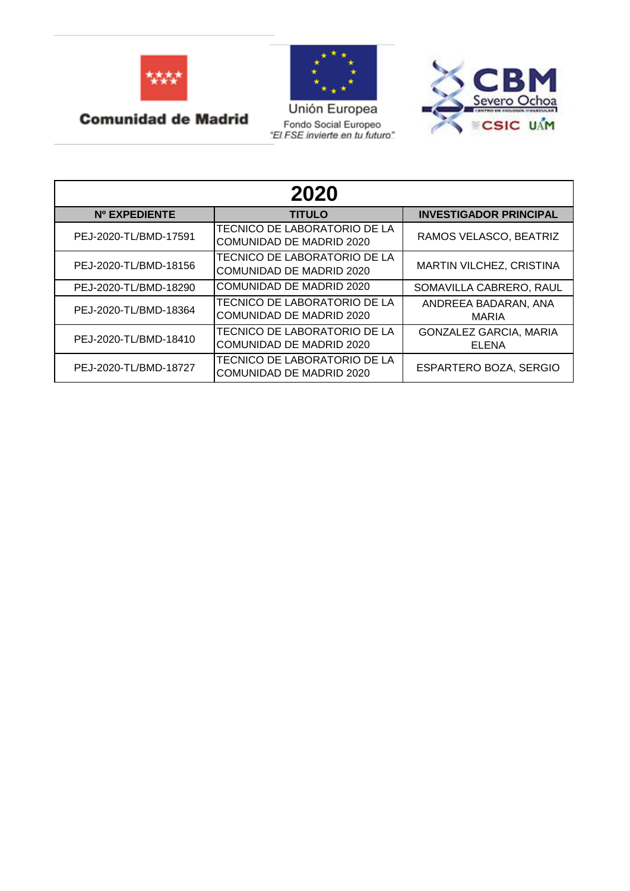Comunidad de Madrid

Unión Europea
Fondo Social Europeo
*"El FSE invierte en tu futuro"*

CBM Severo Ochoa
CENTRO DE BIOLOGÍA MOLECULAR
CSIC UAM

| 2020 | | |
|---|---|---|
| **Nº EXPEDIENTE** | **TITULO** | **INVESTIGADOR PRINCIPAL** |
| PEJ-2020-TL/BMD-17591 | TECNICO DE LABORATORIO DE LA COMUNIDAD DE MADRID 2020 | RAMOS VELASCO, BEATRIZ |
| PEJ-2020-TL/BMD-18156 | TECNICO DE LABORATORIO DE LA COMUNIDAD DE MADRID 2020 | MARTIN VILCHEZ, CRISTINA |
| PEJ-2020-TL/BMD-18290 | COMUNIDAD DE MADRID 2020 | SOMAVILLA CABRERO, RAUL |
| PEJ-2020-TL/BMD-18364 | TECNICO DE LABORATORIO DE LA COMUNIDAD DE MADRID 2020 | ANDREEA BADARAN, ANA MARIA |
| PEJ-2020-TL/BMD-18410 | TECNICO DE LABORATORIO DE LA COMUNIDAD DE MADRID 2020 | GONZALEZ GARCIA, MARIA ELENA |
| PEJ-2020-TL/BMD-18727 | TECNICO DE LABORATORIO DE LA COMUNIDAD DE MADRID 2020 | ESPARTERO BOZA, SERGIO |